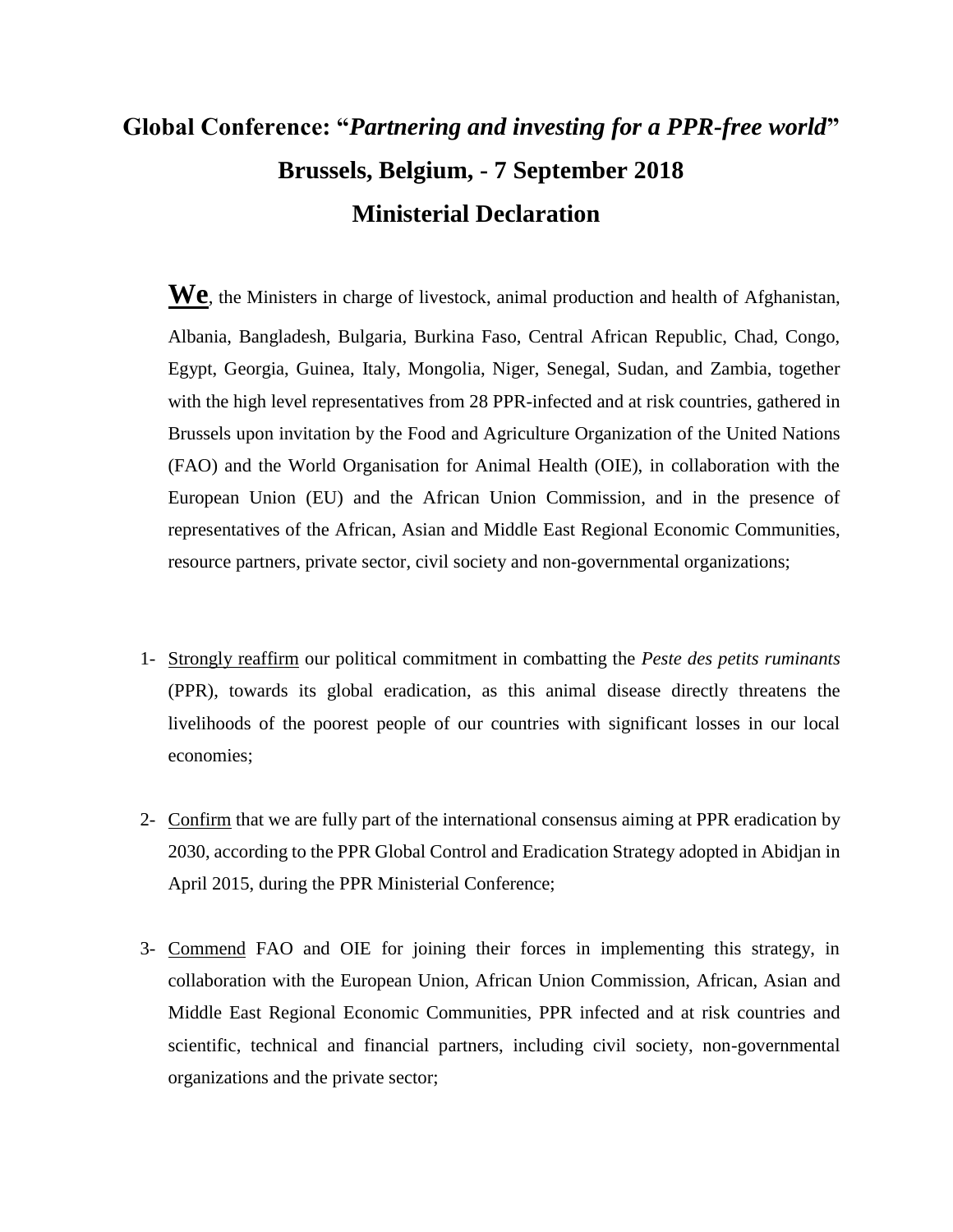# Global Conference: "*Partnering and investing for a PPR-free world*"

# Brussels, Belgium, - 7 September 2018

# Ministerial Declaration

**We**, the Ministers in charge of livestock, animal production and health of Afghanistan, Albania, Bangladesh, Bulgaria, Burkina Faso, Central African Republic, Chad, Congo, Egypt, Georgia, Guinea, Italy, Mongolia, Niger, Senegal, Sudan, and Zambia, together with the high level representatives from 28 PPR-infected and at risk countries, gathered in Brussels upon invitation by the Food and Agriculture Organization of the United Nations (FAO) and the World Organisation for Animal Health (OIE), in collaboration with the European Union (EU) and the African Union Commission, and in the presence of representatives of the African, Asian and Middle East Regional Economic Communities, resource partners, private sector, civil society and non-governmental organizations;

1- Strongly reaffirm our political commitment in combatting the *Peste des petits ruminants* (PPR), towards its global eradication, as this animal disease directly threatens the livelihoods of the poorest people of our countries with significant losses in our local economies;

2- Confirm that we are fully part of the international consensus aiming at PPR eradication by 2030, according to the PPR Global Control and Eradication Strategy adopted in Abidjan in April 2015, during the PPR Ministerial Conference;

3- Commend FAO and OIE for joining their forces in implementing this strategy, in collaboration with the European Union, African Union Commission, African, Asian and Middle East Regional Economic Communities, PPR infected and at risk countries and scientific, technical and financial partners, including civil society, non-governmental organizations and the private sector;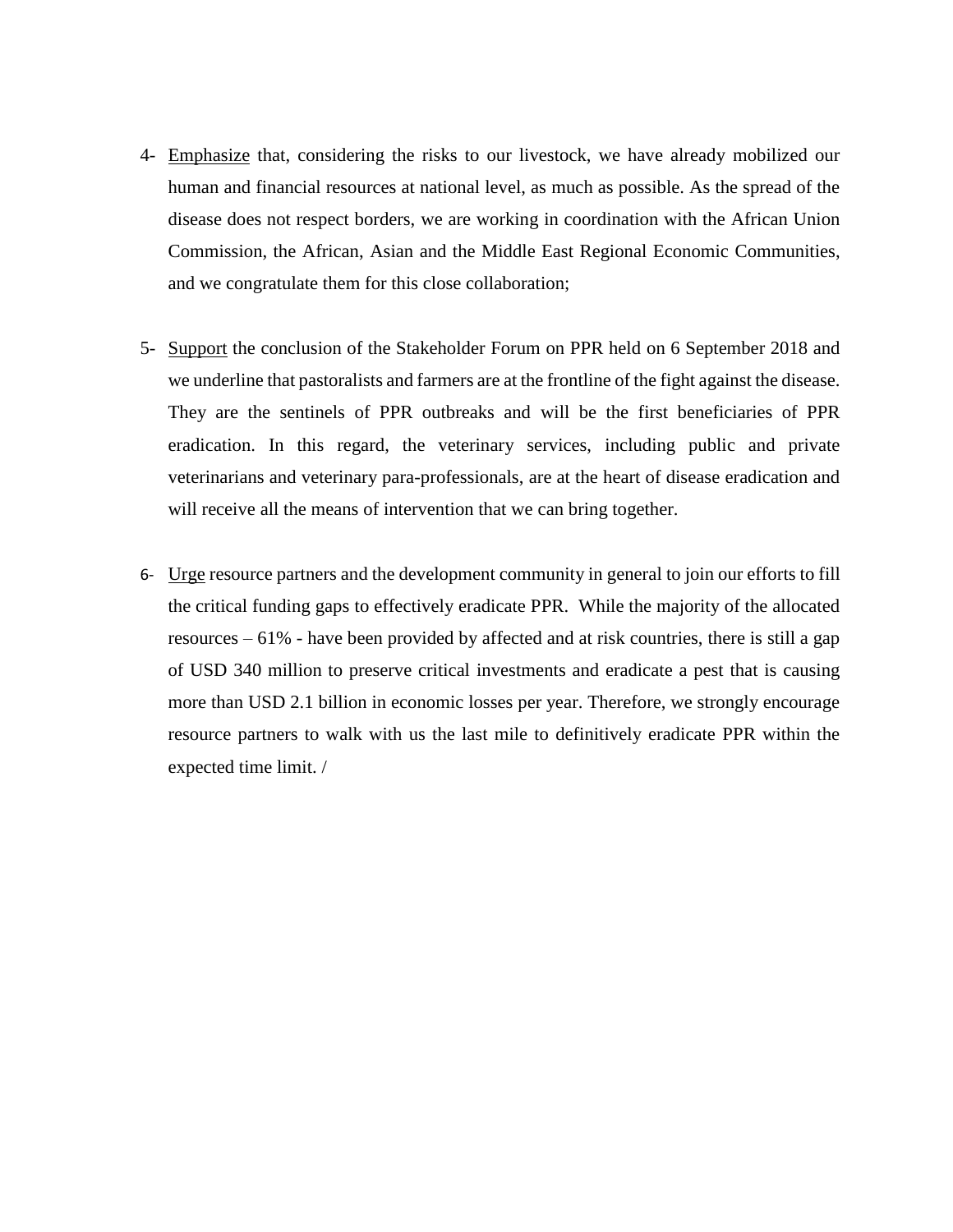4- <u>Emphasize</u> that, considering the risks to our livestock, we have already mobilized our human and financial resources at national level, as much as possible. As the spread of the disease does not respect borders, we are working in coordination with the African Union Commission, the African, Asian and the Middle East Regional Economic Communities, and we congratulate them for this close collaboration;

5- <u>Support</u> the conclusion of the Stakeholder Forum on PPR held on 6 September 2018 and we underline that pastoralists and farmers are at the frontline of the fight against the disease. They are the sentinels of PPR outbreaks and will be the first beneficiaries of PPR eradication. In this regard, the veterinary services, including public and private veterinarians and veterinary para-professionals, are at the heart of disease eradication and will receive all the means of intervention that we can bring together.

6- <u>Urge</u> resource partners and the development community in general to join our efforts to fill the critical funding gaps to effectively eradicate PPR. While the majority of the allocated resources – 61% - have been provided by affected and at risk countries, there is still a gap of USD 340 million to preserve critical investments and eradicate a pest that is causing more than USD 2.1 billion in economic losses per year. Therefore, we strongly encourage resource partners to walk with us the last mile to definitively eradicate PPR within the expected time limit. /